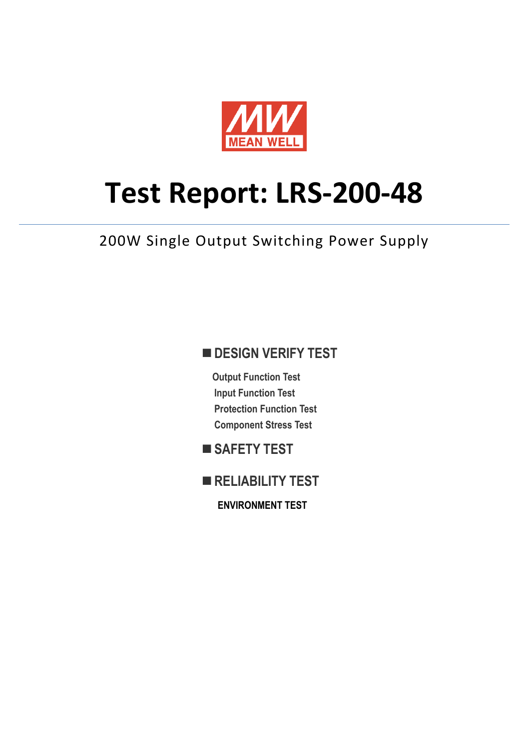MEAN WELL

# Test Report: LRS-200-48

200W Single Output Switching Power Supply

## ■ DESIGN VERIFY TEST

- Output Function Test
- Input Function Test
- Protection Function Test
- Component Stress Test

## ■ SAFETY TEST

## ■ RELIABILITY TEST

**ENVIRONMENT TEST**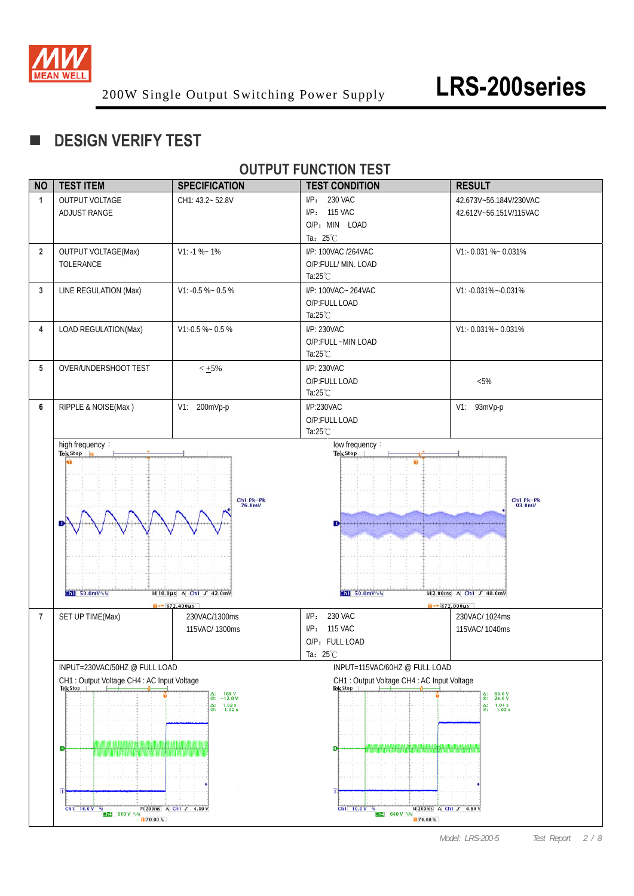## DESIGN VERIFY TEST

### OUTPUT FUNCTION TEST

| NO | TEST ITEM | SPECIFICATION | TEST CONDITION | RESULT |
|---|---|---|---|---|
| 1 | OUTPUT VOLTAGE ADJUST RANGE | CH1: 43.2~ 52.8V | I/P: 230 VAC<br>I/P: 115 VAC<br>O/P: MIN LOAD<br>Ta: 25℃ | 42.673V~56.184V/230VAC<br>42.612V~56.151V/115VAC |
| 2 | OUTPUT VOLTAGE(Max) TOLERANCE | V1: -1 %~ 1% | I/P: 100VAC /264VAC<br>O/P:FULL/ MIN. LOAD<br>Ta:25℃ | V1:- 0.031 %~ 0.031% |
| 3 | LINE REGULATION (Max) | V1: -0.5 %~ 0.5 % | I/P: 100VAC~ 264VAC<br>O/P:FULL LOAD<br>Ta:25℃ | V1: -0.031%~-0.031% |
| 4 | LOAD REGULATION(Max) | V1:-0.5 %~ 0.5 % | I/P: 230VAC<br>O/P:FULL ~MIN LOAD<br>Ta:25℃ | V1:- 0.031%~ 0.031% |
| 5 | OVER/UNDERSHOOT TEST | < ±5% | I/P: 230VAC<br>O/P:FULL LOAD<br>Ta:25℃ | <5% |
| 6 | RIPPLE & NOISE(Max ) | V1: 200mVp-p | I/P:230VAC<br>O/P:FULL LOAD<br>Ta:25℃ | V1: 93mVp-p |

high frequency：

low frequency：

| NO | TEST ITEM | SPECIFICATION | TEST CONDITION | RESULT |
|---|---|---|---|---|
| 7 | SET UP TIME(Max) | 230VAC/1300ms<br>115VAC/ 1300ms | I/P: 230 VAC<br>I/P: 115 VAC<br>O/P: FULL LOAD<br>Ta: 25℃ | 230VAC/ 1024ms<br>115VAC/ 1040ms |

INPUT=230VAC/50HZ @ FULL LOAD

CH1 : Output Voltage CH4 : AC Input Voltage

INPUT=115VAC/60HZ @ FULL LOAD

CH1 : Output Voltage CH4 : AC Input Voltage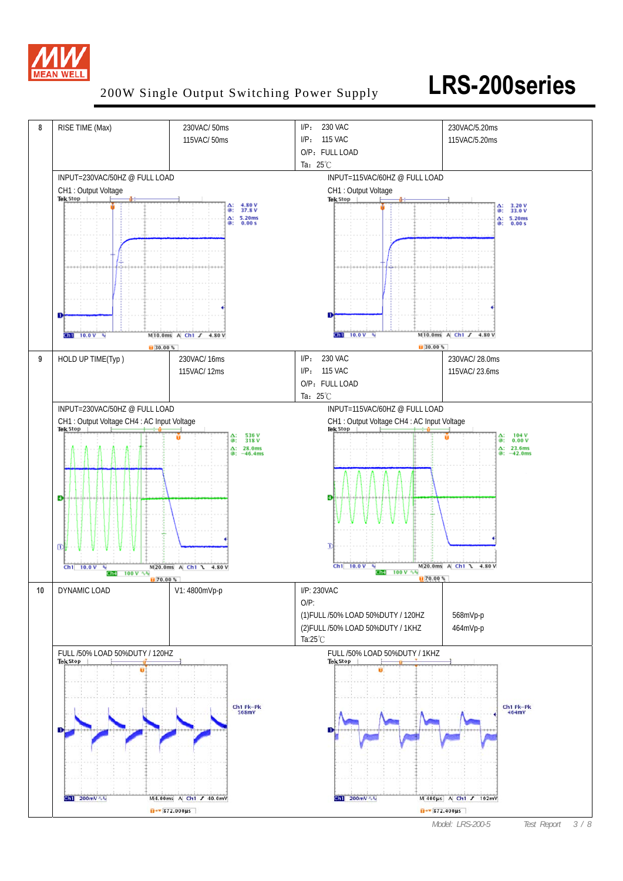# 200W Single Output Switching Power Supply — LRS-200series

| | | | | |
|---|---|---|---|---|
| 8 | RISE TIME (Max) | 230VAC/ 50ms<br>115VAC/ 50ms | I/P: 230 VAC<br>I/P: 115 VAC<br>O/P: FULL LOAD<br>Ta: 25℃ | 230VAC/5.20ms<br>115VAC/5.20ms |
| | INPUT=230VAC/50HZ @ FULL LOAD<br>CH1 : Output Voltage | | INPUT=115VAC/60HZ @ FULL LOAD<br>CH1 : Output Voltage | |
| 9 | HOLD UP TIME(Typ ) | 230VAC/ 16ms<br>115VAC/ 12ms | I/P: 230 VAC<br>I/P: 115 VAC<br>O/P: FULL LOAD<br>Ta: 25℃ | 230VAC/ 28.0ms<br>115VAC/ 23.6ms |
| | INPUT=230VAC/50HZ @ FULL LOAD<br>CH1 : Output Voltage CH4 : AC Input Voltage | | INPUT=115VAC/60HZ @ FULL LOAD<br>CH1 : Output Voltage CH4 : AC Input Voltage | |
| 10 | DYNAMIC LOAD | V1: 4800mVp-p | I/P: 230VAC<br>O/P:<br>(1)FULL /50% LOAD 50%DUTY / 120HZ<br>(2)FULL /50% LOAD 50%DUTY / 1KHZ<br>Ta:25℃ | <br><br>568mVp-p<br>464mVp-p |
| | FULL /50% LOAD 50%DUTY / 120HZ | | FULL /50% LOAD 50%DUTY / 1KHZ | |

Model: LRS-200-5 Test Report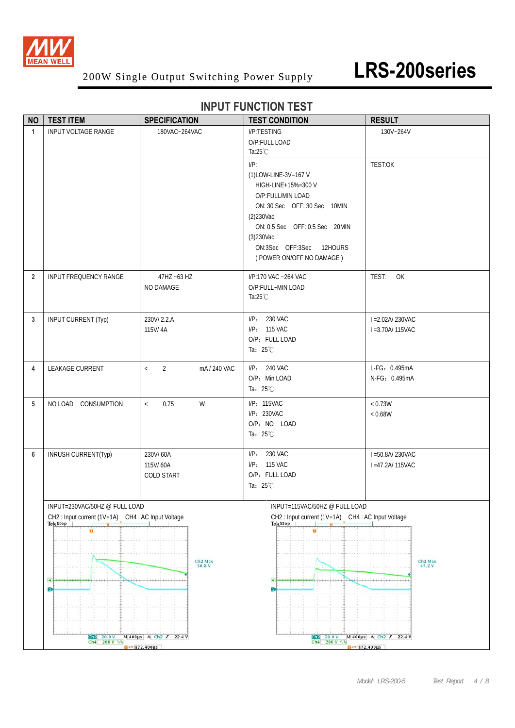# INPUT FUNCTION TEST

| NO | TEST ITEM | SPECIFICATION | TEST CONDITION | RESULT |
|---|---|---|---|---|
| 1 | INPUT VOLTAGE RANGE | 180VAC~264VAC | I/P:TESTING<br>O/P:FULL LOAD<br>Ta:25℃ | 130V~264V |
| | | | I/P:<br>(1)LOW-LINE-3V=167 V<br>HIGH-LINE+15%=300 V<br>O/P:FULL/MIN LOAD<br>ON: 30 Sec OFF: 30 Sec 10MIN<br>(2)230Vac<br>ON: 0.5 Sec OFF: 0.5 Sec 20MIN<br>(3)230Vac<br>ON:3Sec OFF:3Sec 12HOURS<br>( POWER ON/OFF NO DAMAGE ) | TEST:OK |
| 2 | INPUT FREQUENCY RANGE | 47HZ ~63 HZ<br>NO DAMAGE | I/P:170 VAC ~264 VAC<br>O/P:FULL~MIN LOAD<br>Ta:25℃ | TEST: OK |
| 3 | INPUT CURRENT (Typ) | 230V/ 2.2.A<br>115V/ 4A | I/P: 230 VAC<br>I/P: 115 VAC<br>O/P: FULL LOAD<br>Ta: 25℃ | I =2.02A/ 230VAC<br>I =3.70A/ 115VAC |
| 4 | LEAKAGE CURRENT | < 2 mA / 240 VAC | I/P: 240 VAC<br>O/P: Min LOAD<br>Ta: 25℃ | L-FG: 0.495mA<br>N-FG: 0.495mA |
| 5 | NO LOAD CONSUMPTION | < 0.75 W | I/P: 115VAC<br>I/P: 230VAC<br>O/P: NO LOAD<br>Ta: 25℃ | < 0.73W<br>< 0.68W |
| 6 | INRUSH CURRENT(Typ) | 230V/ 60A<br>115V/ 60A<br>COLD START | I/P: 230 VAC<br>I/P: 115 VAC<br>O/P: FULL LOAD<br>Ta: 25℃ | I =50.8A/ 230VAC<br>I =47.2A/ 115VAC |

INPUT=230VAC/50HZ @ FULL LOAD

CH2 : Input current (1V=1A) CH4 : AC Input Voltage

Ch2 Max 50.8 V

INPUT=115VAC/50HZ @ FULL LOAD

CH2 : Input current (1V=1A) CH4 : AC Input Voltage

Ch2 Max 47.2 V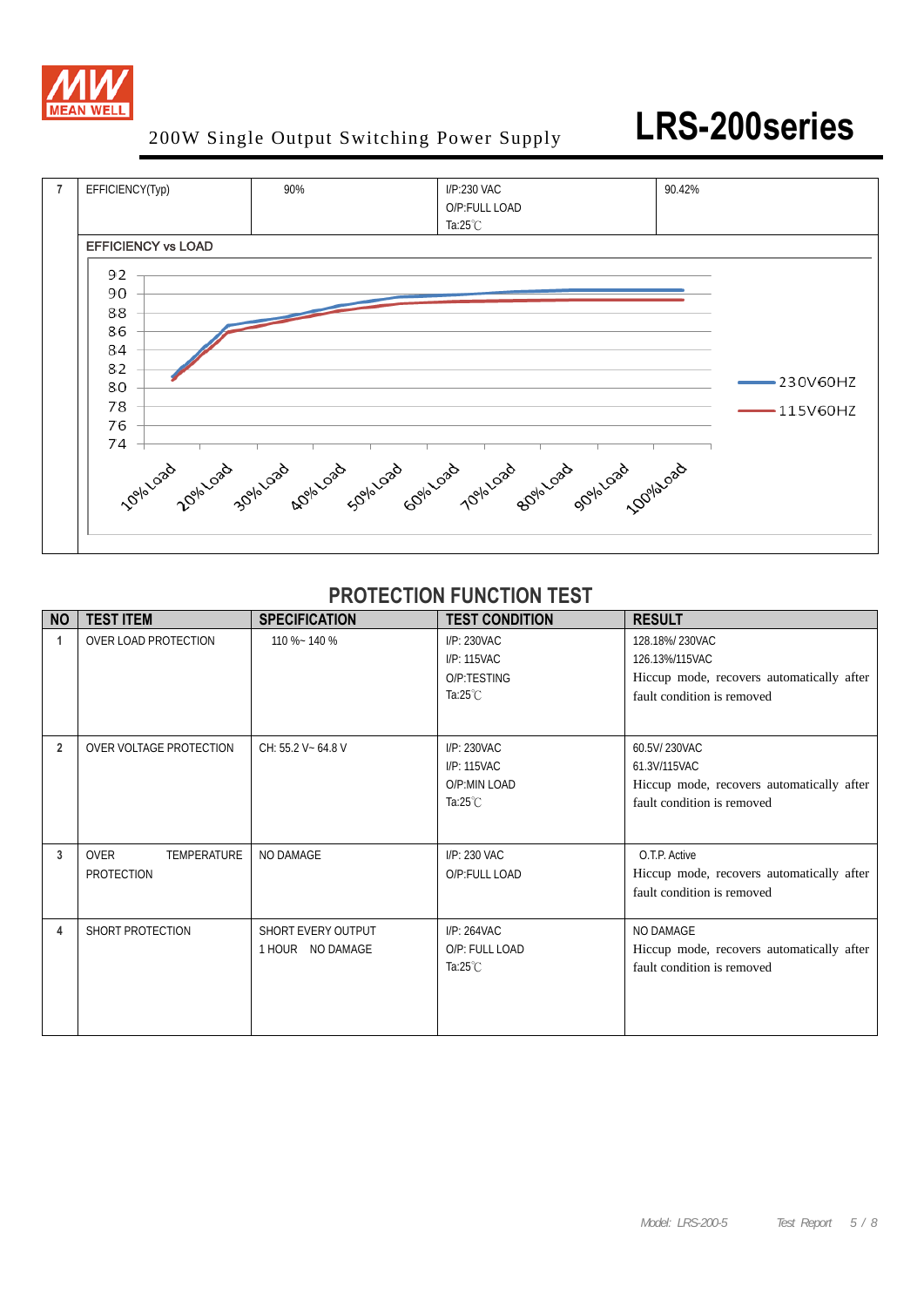| 7 | EFFICIENCY(Typ) | 90% | I/P:230 VAC<br>O/P:FULL LOAD<br>Ta:25℃ | 90.42% |
|---|---|---|---|---|

EFFICIENCY vs LOAD

| Load | 10% Load | 20% Load | 30% Load | 40% Load | 50% Load | 60% Load | 70% Load | 80% Load | 90% Load | 100% Load |
|---|---|---|---|---|---|---|---|---|---|---|

Legend: 230V60HZ, 115V60HZ

Y-axis: 74, 76, 78, 80, 82, 84, 86, 88, 90, 92

## PROTECTION FUNCTION TEST

| NO | TEST ITEM | SPECIFICATION | TEST CONDITION | RESULT |
|---|---|---|---|---|
| 1 | OVER LOAD PROTECTION | 110 %~ 140 % | I/P: 230VAC<br>I/P: 115VAC<br>O/P:TESTING<br>Ta:25℃ | 128.18%/ 230VAC<br>126.13%/115VAC<br>Hiccup mode, recovers automatically after fault condition is removed |
| 2 | OVER VOLTAGE PROTECTION | CH: 55.2 V~ 64.8 V | I/P: 230VAC<br>I/P: 115VAC<br>O/P:MIN LOAD<br>Ta:25℃ | 60.5V/ 230VAC<br>61.3V/115VAC<br>Hiccup mode, recovers automatically after fault condition is removed |
| 3 | OVER TEMPERATURE PROTECTION | NO DAMAGE | I/P: 230 VAC<br>O/P:FULL LOAD | O.T.P. Active<br>Hiccup mode, recovers automatically after fault condition is removed |
| 4 | SHORT PROTECTION | SHORT EVERY OUTPUT<br>1 HOUR NO DAMAGE | I/P: 264VAC<br>O/P: FULL LOAD<br>Ta:25℃ | NO DAMAGE<br>Hiccup mode, recovers automatically after fault condition is removed |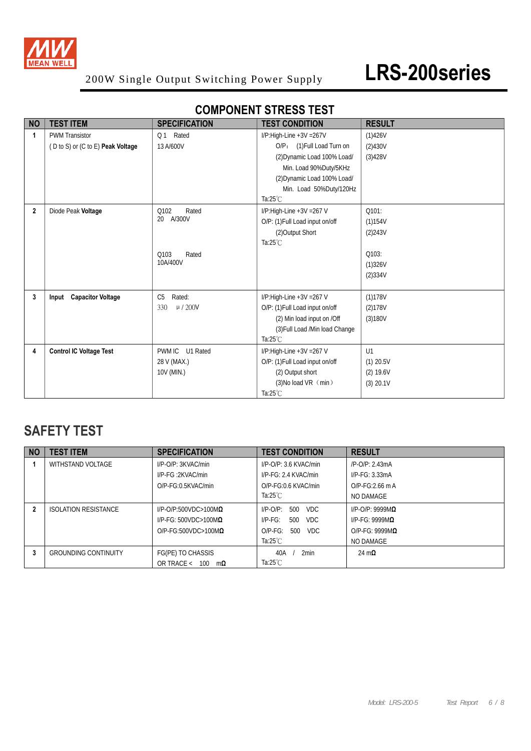# 200W Single Output Switching Power Supply — LRS-200series

## COMPONENT STRESS TEST

| NO | TEST ITEM | SPECIFICATION | TEST CONDITION | RESULT |
|---|---|---|---|---|
| 1 | PWM Transistor<br>( D to S) or (C to E) **Peak Voltage** | Q 1 Rated<br>13 A/600V | I/P:High-Line +3V =267V<br>O/P: (1)Full Load Turn on<br>(2)Dynamic Load 100% Load/ Min. Load 90%Duty/5KHz<br>(2)Dynamic Load 100% Load/ Min. Load 50%Duty/120Hz<br>Ta:25℃ | (1)426V<br>(2)430V<br>(3)428V |
| 2 | Diode Peak **Voltage** | Q102 Rated<br>20 A/300V<br><br>Q103 Rated<br>10A/400V | I/P:High-Line +3V =267 V<br>O/P: (1)Full Load input on/off<br>(2)Output Short<br>Ta:25℃ | Q101:<br>(1)154V<br>(2)243V<br><br>Q103:<br>(1)326V<br>(2)334V |
| 3 | **Input Capacitor Voltage** | C5 Rated:<br>330 μ / 200V | I/P:High-Line +3V =267 V<br>O/P: (1)Full Load input on/off<br>(2) Min load input on /Off<br>(3)Full Load /Min load Change<br>Ta:25℃ | (1)178V<br>(2)178V<br>(3)180V |
| 4 | **Control IC Voltage Test** | PWM IC U1 Rated<br>28 V (MAX.)<br>10V (MIN.) | I/P:High-Line +3V =267 V<br>O/P: (1)Full Load input on/off<br>(2) Output short<br>(3)No load VR（min）<br>Ta:25℃ | U1<br>(1) 20.5V<br>(2) 19.6V<br>(3) 20.1V |

## SAFETY TEST

| NO | TEST ITEM | SPECIFICATION | TEST CONDITION | RESULT |
|---|---|---|---|---|
| 1 | WITHSTAND VOLTAGE | I/P-O/P: 3KVAC/min<br>I/P-FG :2KVAC/min<br>O/P-FG:0.5KVAC/min | I/P-O/P: 3.6 KVAC/min<br>I/P-FG: 2.4 KVAC/min<br>O/P-FG:0.6 KVAC/min<br>Ta:25℃ | /P-O/P: 2.43mA<br>I/P-FG: 3.33mA<br>O/P-FG:2.66 m A<br>NO DAMAGE |
| 2 | ISOLATION RESISTANCE | I/P-O/P:500VDC>100MΩ<br>I/P-FG: 500VDC>100MΩ<br>O/P-FG:500VDC>100MΩ | I/P-O/P: 500 VDC<br>I/P-FG: 500 VDC<br>O/P-FG: 500 VDC<br>Ta:25℃ | I/P-O/P: 9999MΩ<br>I/P-FG: 9999MΩ<br>O/P-FG: 9999MΩ<br>NO DAMAGE |
| 3 | GROUNDING CONTINUITY | FG(PE) TO CHASSIS<br>OR TRACE < 100 mΩ | 40A / 2min<br>Ta:25℃ | 24 mΩ |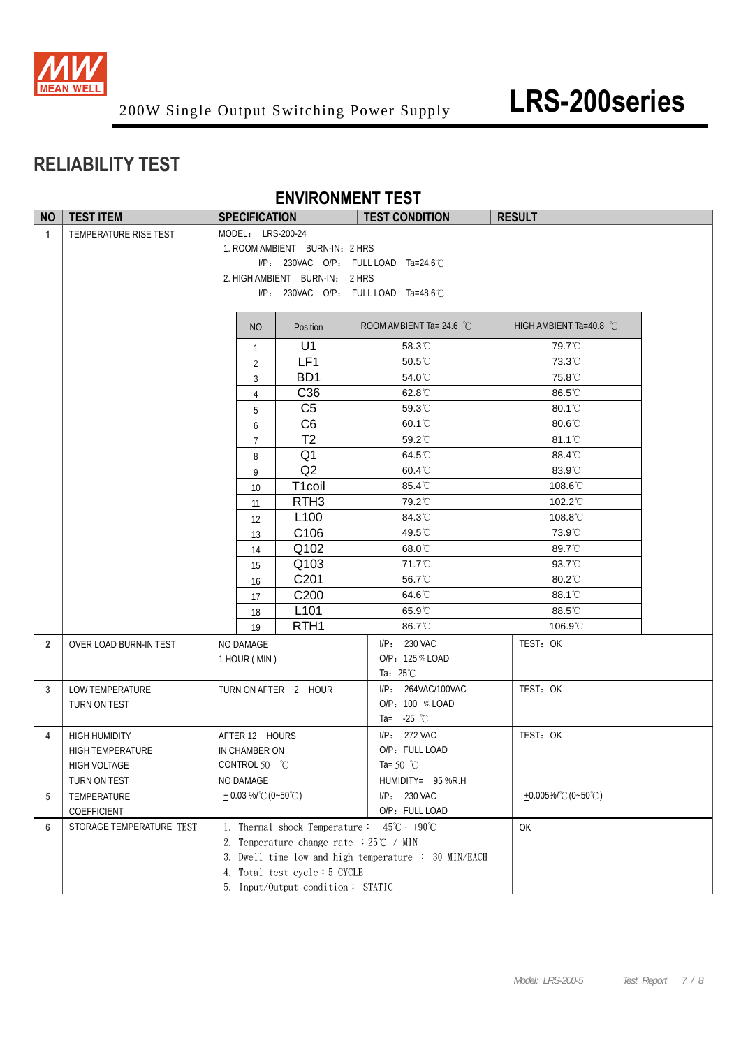# RELIABILITY TEST

## ENVIRONMENT TEST

| NO | TEST ITEM | SPECIFICATION | TEST CONDITION | RESULT |
|---|---|---|---|---|
| 1 | TEMPERATURE RISE TEST | MODEL： LRS-200-24<br>1. ROOM AMBIENT BURN-IN：2 HRS<br>I/P： 230VAC O/P： FULL LOAD Ta=24.6℃<br>2. HIGH AMBIENT BURN-IN： 2 HRS<br>I/P： 230VAC O/P： FULL LOAD Ta=48.6℃ | | |

| NO | Position | ROOM AMBIENT Ta= 24.6 ℃ | HIGH AMBIENT Ta=40.8 ℃ |
|---|---|---|---|
| 1 | U1 | 58.3℃ | 79.7℃ |
| 2 | LF1 | 50.5℃ | 73.3℃ |
| 3 | BD1 | 54.0℃ | 75.8℃ |
| 4 | C36 | 62.8℃ | 86.5℃ |
| 5 | C5 | 59.3℃ | 80.1℃ |
| 6 | C6 | 60.1℃ | 80.6℃ |
| 7 | T2 | 59.2℃ | 81.1℃ |
| 8 | Q1 | 64.5℃ | 88.4℃ |
| 9 | Q2 | 60.4℃ | 83.9℃ |
| 10 | T1coil | 85.4℃ | 108.6℃ |
| 11 | RTH3 | 79.2℃ | 102.2℃ |
| 12 | L100 | 84.3℃ | 108.8℃ |
| 13 | C106 | 49.5℃ | 73.9℃ |
| 14 | Q102 | 68.0℃ | 89.7℃ |
| 15 | Q103 | 71.7℃ | 93.7℃ |
| 16 | C201 | 56.7℃ | 80.2℃ |
| 17 | C200 | 64.6℃ | 88.1℃ |
| 18 | L101 | 65.9℃ | 88.5℃ |
| 19 | RTH1 | 86.7℃ | 106.9℃ |

| NO | TEST ITEM | SPECIFICATION | TEST CONDITION | RESULT |
|---|---|---|---|---|
| 2 | OVER LOAD BURN-IN TEST | NO DAMAGE<br>1 HOUR ( MIN ) | I/P： 230 VAC<br>O/P： 125％LOAD<br>Ta： 25℃ | TEST： OK |
| 3 | LOW TEMPERATURE TURN ON TEST | TURN ON AFTER 2 HOUR | I/P： 264VAC/100VAC<br>O/P： 100 ％LOAD<br>Ta= -25 ℃ | TEST： OK |
| 4 | HIGH HUMIDITY HIGH TEMPERATURE HIGH VOLTAGE TURN ON TEST | AFTER 12 HOURS<br>IN CHAMBER ON<br>CONTROL 50 ℃<br>NO DAMAGE | I/P： 272 VAC<br>O/P： FULL LOAD<br>Ta= 50 ℃<br>HUMIDITY= 95 %R.H | TEST： OK |
| 5 | TEMPERATURE COEFFICIENT | ± 0.03 %/℃ (0~50℃) | I/P： 230 VAC<br>O/P： FULL LOAD | ±0.005%/℃ (0~50℃) |
| 6 | STORAGE TEMPERATURE TEST | 1. Thermal shock Temperature： -45℃ ~ +90℃<br>2. Temperature change rate ：25℃ / MIN<br>3. Dwell time low and high temperature ： 30 MIN/EACH<br>4. Total test cycle：5 CYCLE<br>5. Input/Output condition： STATIC | | OK |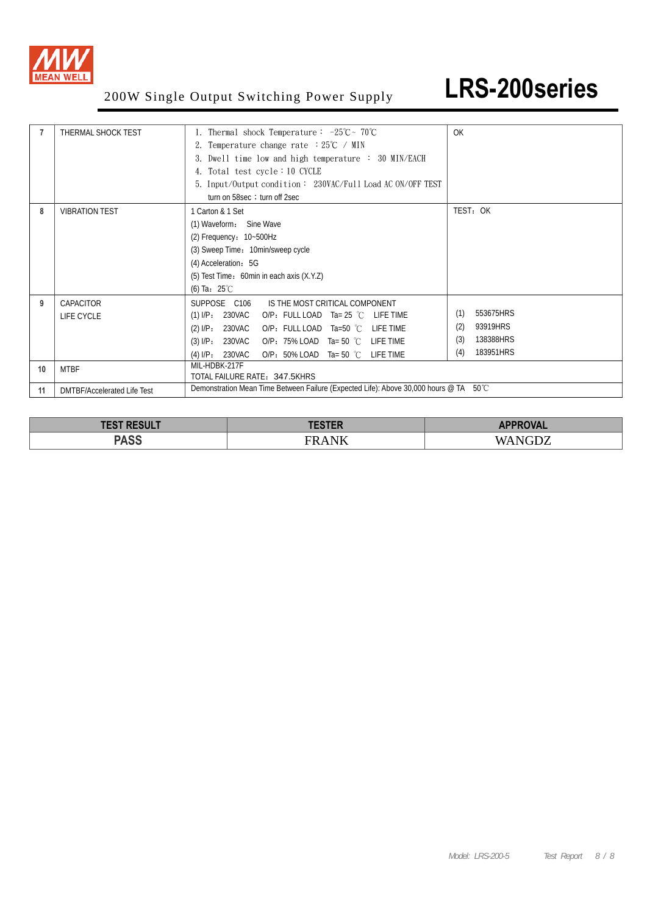# 200W Single Output Switching Power Supply

# LRS-200series

| | | | |
|---|---|---|---|
| 7 | THERMAL SHOCK TEST | 1. Thermal shock Temperature： -25℃~ 70℃<br>2. Temperature change rate ：25℃ / MIN<br>3. Dwell time low and high temperature ： 30 MIN/EACH<br>4. Total test cycle：10 CYCLE<br>5. Input/Output condition： 230VAC/Full Load AC ON/OFF TEST<br>turn on 58sec；turn off 2sec | OK |
| 8 | VIBRATION TEST | 1 Carton & 1 Set<br>(1) Waveform： Sine Wave<br>(2) Frequency： 10~500Hz<br>(3) Sweep Time： 10min/sweep cycle<br>(4) Acceleration： 5G<br>(5) Test Time： 60min in each axis (X.Y.Z)<br>(6) Ta： 25℃ | TEST：OK |
| 9 | CAPACITOR LIFE CYCLE | SUPPOSE C106 IS THE MOST CRITICAL COMPONENT<br>(1) I/P： 230VAC O/P： FULL LOAD Ta= 25 ℃ LIFE TIME<br>(2) I/P： 230VAC O/P： FULL LOAD Ta=50 ℃ LIFE TIME<br>(3) I/P： 230VAC O/P： 75% LOAD Ta= 50 ℃ LIFE TIME<br>(4) I/P： 230VAC O/P： 50% LOAD Ta= 50 ℃ LIFE TIME | (1) 553675HRS<br>(2) 93919HRS<br>(3) 138388HRS<br>(4) 183951HRS |
| 10 | MTBF | MIL-HDBK-217F<br>TOTAL FAILURE RATE：347.5KHRS | |
| 11 | DMTBF/Accelerated Life Test | Demonstration Mean Time Between Failure (Expected Life): Above 30,000 hours @ TA 50℃ | |

| TEST RESULT | TESTER | APPROVAL |
|---|---|---|
| PASS | FRANK | WANGDZ |